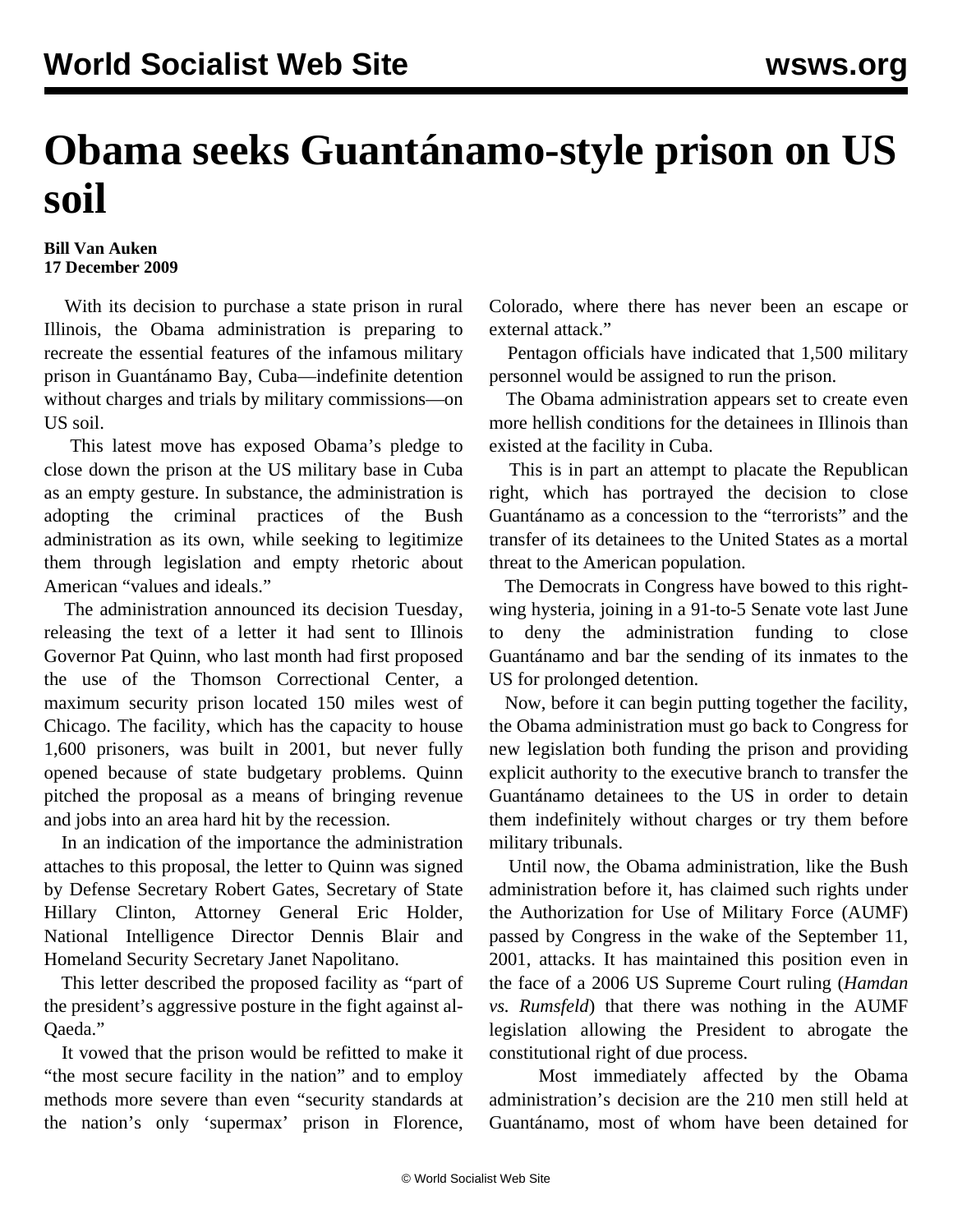# Obama seeks Guantánamo-style prison on US soil

**Bill Van Auken**
**17 December 2009**

With its decision to purchase a state prison in rural Illinois, the Obama administration is preparing to recreate the essential features of the infamous military prison in Guantánamo Bay, Cuba—indefinite detention without charges and trials by military commissions—on US soil.

This latest move has exposed Obama's pledge to close down the prison at the US military base in Cuba as an empty gesture. In substance, the administration is adopting the criminal practices of the Bush administration as its own, while seeking to legitimize them through legislation and empty rhetoric about American "values and ideals."

The administration announced its decision Tuesday, releasing the text of a letter it had sent to Illinois Governor Pat Quinn, who last month had first proposed the use of the Thomson Correctional Center, a maximum security prison located 150 miles west of Chicago. The facility, which has the capacity to house 1,600 prisoners, was built in 2001, but never fully opened because of state budgetary problems. Quinn pitched the proposal as a means of bringing revenue and jobs into an area hard hit by the recession.

In an indication of the importance the administration attaches to this proposal, the letter to Quinn was signed by Defense Secretary Robert Gates, Secretary of State Hillary Clinton, Attorney General Eric Holder, National Intelligence Director Dennis Blair and Homeland Security Secretary Janet Napolitano.

This letter described the proposed facility as "part of the president's aggressive posture in the fight against al-Qaeda."

It vowed that the prison would be refitted to make it "the most secure facility in the nation" and to employ methods more severe than even "security standards at the nation's only 'supermax' prison in Florence, Colorado, where there has never been an escape or external attack."

Pentagon officials have indicated that 1,500 military personnel would be assigned to run the prison.

The Obama administration appears set to create even more hellish conditions for the detainees in Illinois than existed at the facility in Cuba.

This is in part an attempt to placate the Republican right, which has portrayed the decision to close Guantánamo as a concession to the "terrorists" and the transfer of its detainees to the United States as a mortal threat to the American population.

The Democrats in Congress have bowed to this right-wing hysteria, joining in a 91-to-5 Senate vote last June to deny the administration funding to close Guantánamo and bar the sending of its inmates to the US for prolonged detention.

Now, before it can begin putting together the facility, the Obama administration must go back to Congress for new legislation both funding the prison and providing explicit authority to the executive branch to transfer the Guantánamo detainees to the US in order to detain them indefinitely without charges or try them before military tribunals.

Until now, the Obama administration, like the Bush administration before it, has claimed such rights under the Authorization for Use of Military Force (AUMF) passed by Congress in the wake of the September 11, 2001, attacks. It has maintained this position even in the face of a 2006 US Supreme Court ruling (*Hamdan vs. Rumsfeld*) that there was nothing in the AUMF legislation allowing the President to abrogate the constitutional right of due process.

Most immediately affected by the Obama administration's decision are the 210 men still held at Guantánamo, most of whom have been detained for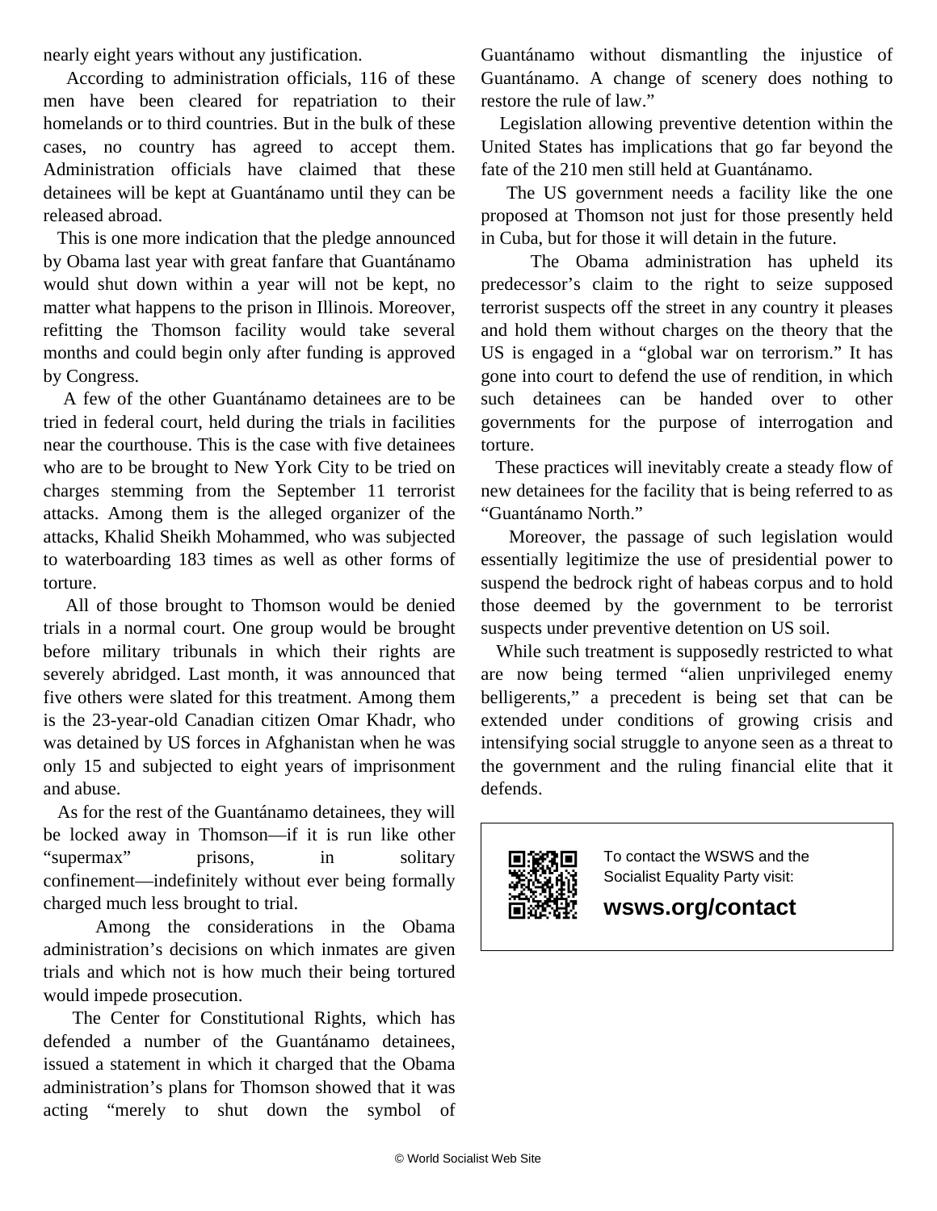nearly eight years without any justification.

According to administration officials, 116 of these men have been cleared for repatriation to their homelands or to third countries. But in the bulk of these cases, no country has agreed to accept them. Administration officials have claimed that these detainees will be kept at Guantánamo until they can be released abroad.

This is one more indication that the pledge announced by Obama last year with great fanfare that Guantánamo would shut down within a year will not be kept, no matter what happens to the prison in Illinois. Moreover, refitting the Thomson facility would take several months and could begin only after funding is approved by Congress.

A few of the other Guantánamo detainees are to be tried in federal court, held during the trials in facilities near the courthouse. This is the case with five detainees who are to be brought to New York City to be tried on charges stemming from the September 11 terrorist attacks. Among them is the alleged organizer of the attacks, Khalid Sheikh Mohammed, who was subjected to waterboarding 183 times as well as other forms of torture.

All of those brought to Thomson would be denied trials in a normal court. One group would be brought before military tribunals in which their rights are severely abridged. Last month, it was announced that five others were slated for this treatment. Among them is the 23-year-old Canadian citizen Omar Khadr, who was detained by US forces in Afghanistan when he was only 15 and subjected to eight years of imprisonment and abuse.

As for the rest of the Guantánamo detainees, they will be locked away in Thomson—if it is run like other "supermax" prisons, in solitary confinement—indefinitely without ever being formally charged much less brought to trial.

Among the considerations in the Obama administration's decisions on which inmates are given trials and which not is how much their being tortured would impede prosecution.

The Center for Constitutional Rights, which has defended a number of the Guantánamo detainees, issued a statement in which it charged that the Obama administration's plans for Thomson showed that it was acting "merely to shut down the symbol of Guantánamo without dismantling the injustice of Guantánamo. A change of scenery does nothing to restore the rule of law."

Legislation allowing preventive detention within the United States has implications that go far beyond the fate of the 210 men still held at Guantánamo.

The US government needs a facility like the one proposed at Thomson not just for those presently held in Cuba, but for those it will detain in the future.

The Obama administration has upheld its predecessor's claim to the right to seize supposed terrorist suspects off the street in any country it pleases and hold them without charges on the theory that the US is engaged in a "global war on terrorism." It has gone into court to defend the use of rendition, in which such detainees can be handed over to other governments for the purpose of interrogation and torture.

These practices will inevitably create a steady flow of new detainees for the facility that is being referred to as "Guantánamo North."

Moreover, the passage of such legislation would essentially legitimize the use of presidential power to suspend the bedrock right of habeas corpus and to hold those deemed by the government to be terrorist suspects under preventive detention on US soil.

While such treatment is supposedly restricted to what are now being termed "alien unprivileged enemy belligerents," a precedent is being set that can be extended under conditions of growing crisis and intensifying social struggle to anyone seen as a threat to the government and the ruling financial elite that it defends.

To contact the WSWS and the Socialist Equality Party visit:

**wsws.org/contact**